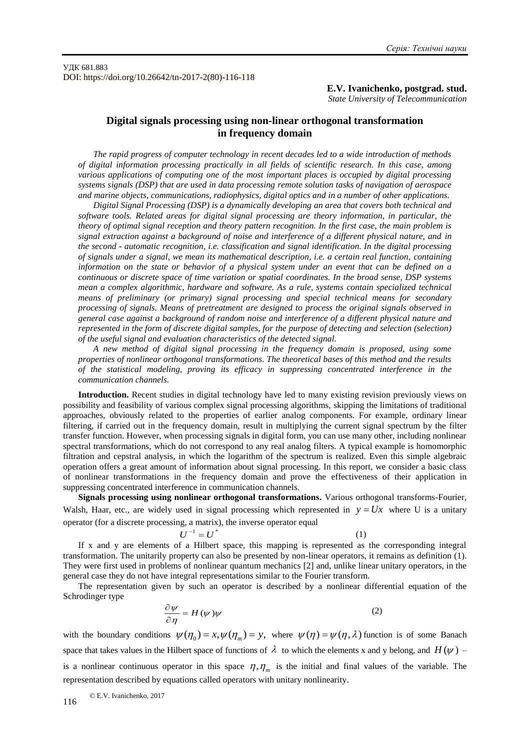УДК 681.883
DOI: https://doi.org/10.26642/tn-2017-2(80)-116-118

**E.V. Ivanichenko, postgrad. stud.**
*State University of Telecommunication*

# Digital signals processing using non-linear orthogonal transformation in frequency domain

*The rapid progress of computer technology in recent decades led to a wide introduction of methods of digital information processing practically in all fields of scientific research. In this case, among various applications of computing one of the most important places is occupied by digital processing systems signals (DSP) that are used in data processing remote solution tasks of navigation of aerospace and marine objects, communications, radiophysics, digital optics and in a number of other applications.*

*Digital Signal Processing (DSP) is a dynamically developing an area that covers both technical and software tools. Related areas for digital signal processing are theory information, in particular, the theory of optimal signal reception and theory pattern recognition. In the first case, the main problem is signal extraction against a background of noise and interference of a different physical nature, and in the second - automatic recognition, i.e. classification and signal identification. In the digital processing of signals under a signal, we mean its mathematical description, i.e. a certain real function, containing information on the state or behavior of a physical system under an event that can be defined on a continuous or discrete space of time variation or spatial coordinates. In the broad sense, DSP systems mean a complex algorithmic, hardware and software. As a rule, systems contain specialized technical means of preliminary (or primary) signal processing and special technical means for secondary processing of signals. Means of pretreatment are designed to process the original signals observed in general case against a background of random noise and interference of a different physical nature and represented in the form of discrete digital samples, for the purpose of detecting and selection (selection) of the useful signal and evaluation characteristics of the detected signal.*

*A new method of digital signal processing in the frequency domain is proposed, using some properties of nonlinear orthogonal transformations. The theoretical bases of this method and the results of the statistical modeling, proving its efficacy in suppressing concentrated interference in the communication channels.*

**Introduction.** Recent studies in digital technology have led to many existing revision previously views on possibility and feasibility of various complex signal processing algorithms, skipping the limitations of traditional approaches, obviously related to the properties of earlier analog components. For example, ordinary linear filtering, if carried out in the frequency domain, result in multiplying the current signal spectrum by the filter transfer function. However, when processing signals in digital form, you can use many other, including nonlinear spectral transformations, which do not correspond to any real analog filters. A typical example is homomorphic filtration and cepstral analysis, in which the logarithm of the spectrum is realized. Even this simple algebraic operation offers a great amount of information about signal processing. In this report, we consider a basic class of nonlinear transformations in the frequency domain and prove the effectiveness of their application in suppressing concentrated interference in communication channels.

**Signals processing using nonlinear orthogonal transformations.** Various orthogonal transforms-Fourier, Walsh, Haar, etc., are widely used in signal processing which represented in $y = Ux$ where U is a unitary operator (for a discrete processing, a matrix), the inverse operator equal

$$U^{-1} = U^{*} \tag{1}$$

If x and y are elements of a Hilbert space, this mapping is represented as the corresponding integral transformation. The unitarily property can also be presented by non-linear operators, it remains as definition (1). They were first used in problems of nonlinear quantum mechanics [2] and, unlike linear unitary operators, in the general case they do not have integral representations similar to the Fourier transform.

The representation given by such an operator is described by a nonlinear differential equation of the Schrodinger type

$$\frac{\partial \psi}{\partial \eta} = H(\psi)\psi \tag{2}$$

with the boundary conditions $\psi(\eta_0) = x, \psi(\eta_m) = y,$ where $\psi(\eta) = \psi(\eta, \lambda)$ function is of some Banach space that takes values in the Hilbert space of functions of $\lambda$ to which the elements x and y belong, and $H(\psi)$ – is a nonlinear continuous operator in this space $\eta, \eta_m$ is the initial and final values of the variable. The representation described by equations called operators with unitary nonlinearity.

© E.V. Ivanichenko, 2017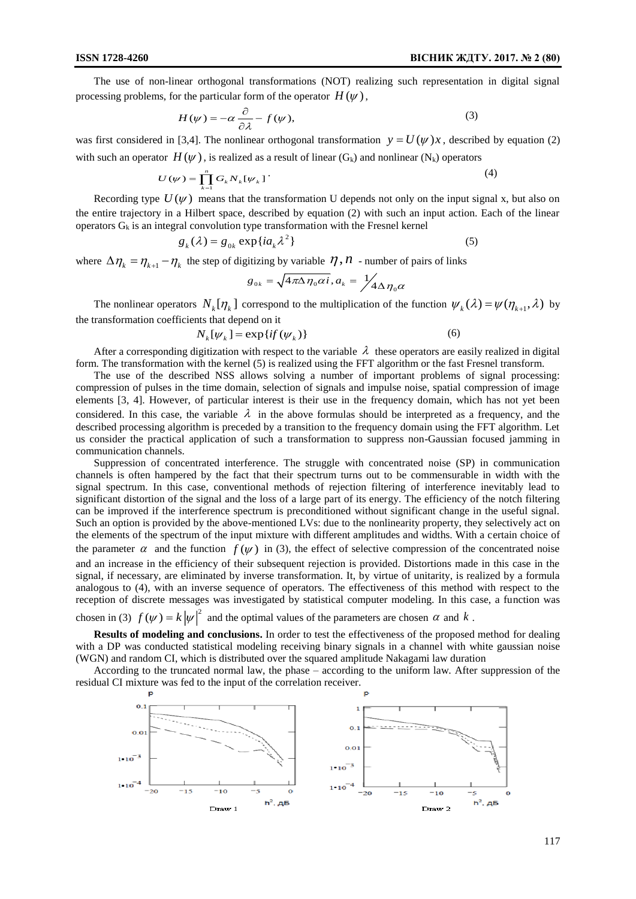The use of non-linear orthogonal transformations (NOT) realizing such representation in digital signal processing problems, for the particular form of the operator $H(\psi)$,

$$H(\psi) = -\alpha \frac{\partial}{\partial \lambda} - f(\psi), \tag{3}$$

was first considered in [3,4]. The nonlinear orthogonal transformation $y = U(\psi)x$, described by equation (2) with such an operator $H(\psi)$, is realized as a result of linear ($G_k$) and nonlinear ($N_k$) operators

$$U(\psi) = \prod_{k=1}^{n} G_k N_k[\psi_k]. \tag{4}$$

Recording type $U(\psi)$ means that the transformation U depends not only on the input signal x, but also on the entire trajectory in a Hilbert space, described by equation (2) with such an input action. Each of the linear operators $G_k$ is an integral convolution type transformation with the Fresnel kernel

$$g_k(\lambda) = g_{0k} \exp\{ia_k \lambda^2\} \tag{5}$$

where $\Delta\eta_k = \eta_{k+1} - \eta_k$ the step of digitizing by variable $\eta$, $n$ - number of pairs of links

$$g_{0k} = \sqrt{4\pi\Delta\eta_0 \alpha i},\ a_k = \frac{1}{4\Delta\eta_0 \alpha}$$

The nonlinear operators $N_k[\eta_k]$ correspond to the multiplication of the function $\psi_k(\lambda) = \psi(\eta_{k+1}, \lambda)$ by the transformation coefficients that depend on it

$$N_k[\psi_k] = \exp\{if(\psi_k)\} \tag{6}$$

After a corresponding digitization with respect to the variable $\lambda$ these operators are easily realized in digital form. The transformation with the kernel (5) is realized using the FFT algorithm or the fast Fresnel transform.

The use of the described NSS allows solving a number of important problems of signal processing: compression of pulses in the time domain, selection of signals and impulse noise, spatial compression of image elements [3, 4]. However, of particular interest is their use in the frequency domain, which has not yet been considered. In this case, the variable $\lambda$ in the above formulas should be interpreted as a frequency, and the described processing algorithm is preceded by a transition to the frequency domain using the FFT algorithm. Let us consider the practical application of such a transformation to suppress non-Gaussian focused jamming in communication channels.

Suppression of concentrated interference. The struggle with concentrated noise (SP) in communication channels is often hampered by the fact that their spectrum turns out to be commensurable in width with the signal spectrum. In this case, conventional methods of rejection filtering of interference inevitably lead to significant distortion of the signal and the loss of a large part of its energy. The efficiency of the notch filtering can be improved if the interference spectrum is preconditioned without significant change in the useful signal. Such an option is provided by the above-mentioned LVs: due to the nonlinearity property, they selectively act on the elements of the spectrum of the input mixture with different amplitudes and widths. With a certain choice of the parameter $\alpha$ and the function $f(\psi)$ in (3), the effect of selective compression of the concentrated noise and an increase in the efficiency of their subsequent rejection is provided. Distortions made in this case in the signal, if necessary, are eliminated by inverse transformation. It, by virtue of unitarity, is realized by a formula analogous to (4), with an inverse sequence of operators. The effectiveness of this method with respect to the reception of discrete messages was investigated by statistical computer modeling. In this case, a function was chosen in (3) $f(\psi) = k|\psi|^2$ and the optimal values of the parameters are chosen $\alpha$ and $k$.

**Results of modeling and conclusions.** In order to test the effectiveness of the proposed method for dealing with a DP was conducted statistical modeling receiving binary signals in a channel with white gaussian noise (WGN) and random CI, which is distributed over the squared amplitude Nakagami law duration

According to the truncated normal law, the phase – according to the uniform law. After suppression of the residual CI mixture was fed to the input of the correlation receiver.

Draw 1

Draw 2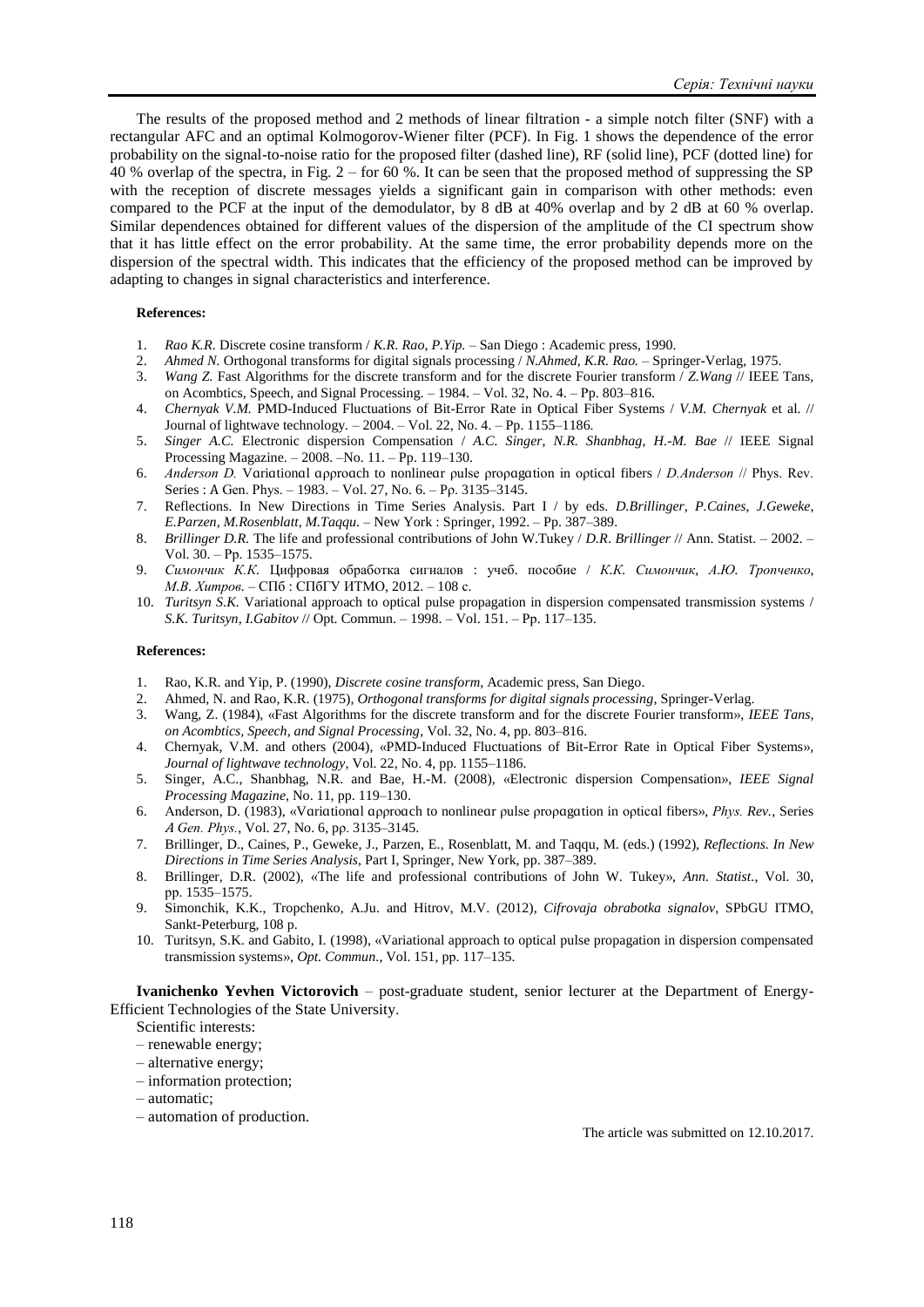The results of the proposed method and 2 methods of linear filtration - a simple notch filter (SNF) with a rectangular AFC and an optimal Kolmogorov-Wiener filter (PCF). In Fig. 1 shows the dependence of the error probability on the signal-to-noise ratio for the proposed filter (dashed line), RF (solid line), PCF (dotted line) for 40 % overlap of the spectra, in Fig. 2 – for 60 %. It can be seen that the proposed method of suppressing the SP with the reception of discrete messages yields a significant gain in comparison with other methods: even compared to the PCF at the input of the demodulator, by 8 dB at 40% overlap and by 2 dB at 60 % overlap. Similar dependences obtained for different values of the dispersion of the amplitude of the CI spectrum show that it has little effect on the error probability. At the same time, the error probability depends more on the dispersion of the spectral width. This indicates that the efficiency of the proposed method can be improved by adapting to changes in signal characteristics and interference.

**References:**

1. *Rao K.R.* Discrete cosine transform / *K.R. Rao, P.Yip.* – San Diego : Academic press, 1990.
2. *Ahmed N.* Orthogonal transforms for digital signals processing / *N.Ahmed, K.R. Rao.* – Springer-Verlag, 1975.
3. *Wang Z.* Fast Algorithms for the discrete transform and for the discrete Fourier transform / *Z.Wang* // IEEE Tans, on Acombtics, Speech, and Signal Processing. – 1984. – Vol. 32, No. 4. – Pp. 803–816.
4. *Chernyak V.M.* PMD-Induced Fluctuations of Bit-Error Rate in Optical Fiber Systems / *V.M. Chernyak* et al. // Journal of lightwave technology. – 2004. – Vol. 22, No. 4. – Pp. 1155–1186.
5. *Singer A.C.* Electronic dispersion Compensation / *A.C. Singer, N.R. Shanbhag, H.-M. Bae* // IEEE Signal Processing Magazine. – 2008. –No. 11. – Pp. 119–130.
6. *Anderson D.* Variational approach to nonlinear pulse propagation in optical fibers / *D.Anderson* // Phys. Rev. Series : A Gen. Phys. – 1983. – Vol. 27, No. 6. – Pp. 3135–3145.
7. Reflections. In New Directions in Time Series Analysis. Part I / by eds. *D.Brillinger, P.Caines, J.Geweke, E.Parzen, M.Rosenblatt, M.Taqqu.* – New York : Springer, 1992. – Pp. 387–389.
8. *Brillinger D.R.* The life and professional contributions of John W.Tukey / *D.R. Brillinger* // Ann. Statist. – 2002. – Vol. 30. – Pp. 1535–1575.
9. *Симончик К.К.* Цифровая обработка сигналов : учеб. пособие / *К.К. Симончик, А.Ю. Тропченко, М.В. Хитров.* – СПб : СПбГУ ИТМО, 2012. – 108 с.
10. *Turitsyn S.K.* Variational approach to optical pulse propagation in dispersion compensated transmission systems / *S.K. Turitsyn, I.Gabitov* // Opt. Commun. – 1998. – Vol. 151. – Pp. 117–135.

**References:**

1. Rao, K.R. and Yip, P. (1990), *Discrete cosine transform*, Academic press, San Diego.
2. Ahmed, N. and Rao, K.R. (1975), *Orthogonal transforms for digital signals processing*, Springer-Verlag.
3. Wang, Z. (1984), «Fast Algorithms for the discrete transform and for the discrete Fourier transform», *IEEE Tans, on Acombtics, Speech, and Signal Processing*, Vol. 32, No. 4, pp. 803–816.
4. Chernyak, V.M. and others (2004), «PMD-Induced Fluctuations of Bit-Error Rate in Optical Fiber Systems», *Journal of lightwave technology*, Vol. 22, No. 4, pp. 1155–1186.
5. Singer, A.C., Shanbhag, N.R. and Bae, H.-M. (2008), «Electronic dispersion Compensation», *IEEE Signal Processing Magazine*, No. 11, pp. 119–130.
6. Anderson, D. (1983), «Variational approach to nonlinear pulse propagation in optical fibers», *Phys. Rev.*, Series *A Gen. Phys.*, Vol. 27, No. 6, pp. 3135–3145.
7. Brillinger, D., Caines, P., Geweke, J., Parzen, E., Rosenblatt, M. and Taqqu, M. (eds.) (1992), *Reflections. In New Directions in Time Series Analysis*, Part I, Springer, New York, pp. 387–389.
8. Brillinger, D.R. (2002), «The life and professional contributions of John W. Tukey», *Ann. Statist.*, Vol. 30, pp. 1535–1575.
9. Simonchik, K.K., Tropchenko, A.Ju. and Hitrov, M.V. (2012), *Cifrovaja obrabotka signalov*, SPbGU ITMO, Sankt-Peterburg, 108 p.
10. Turitsyn, S.K. and Gabito, I. (1998), «Variational approach to optical pulse propagation in dispersion compensated transmission systems», *Opt. Commun.*, Vol. 151, pp. 117–135.

**Ivanichenko Yevhen Victorovich** – post-graduate student, senior lecturer at the Department of Energy-Efficient Technologies of the State University.

Scientific interests:

– renewable energy;
– alternative energy;
– information protection;
– automatic;
– automation of production.

The article was submitted on 12.10.2017.